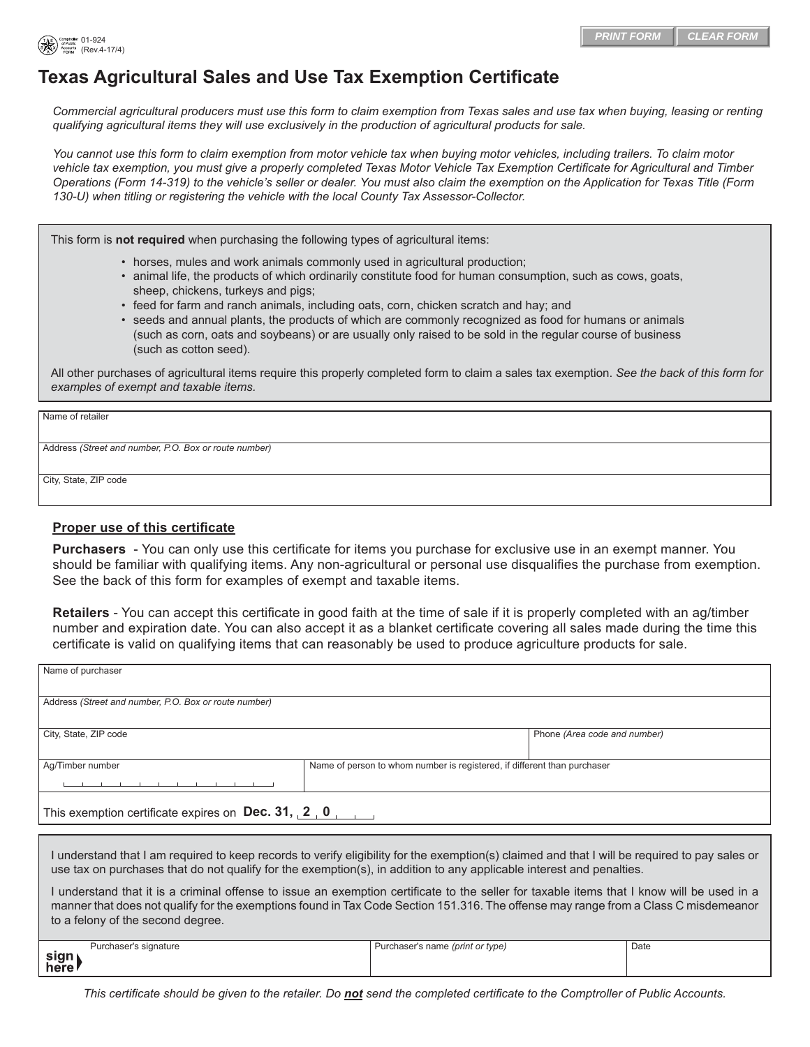01-924 (Rev.4-17/4)

# Texas Agricultural Sales and Use Tax Exemption Certificate

*Commercial agricultural producers must use this form to claim exemption from Texas sales and use tax when buying, leasing or renting qualifying agricultural items they will use exclusively in the production of agricultural products for sale.*

*You cannot use this form to claim exemption from motor vehicle tax when buying motor vehicles, including trailers. To claim motor vehicle tax exemption, you must give a properly completed Texas Motor Vehicle Tax Exemption Certificate for Agricultural and Timber Operations (Form 14-319) to the vehicle's seller or dealer. You must also claim the exemption on the Application for Texas Title (Form 130-U) when titling or registering the vehicle with the local County Tax Assessor-Collector.*

This form is **not required** when purchasing the following types of agricultural items:

- horses, mules and work animals commonly used in agricultural production;
- animal life, the products of which ordinarily constitute food for human consumption, such as cows, goats, sheep, chickens, turkeys and pigs;
- feed for farm and ranch animals, including oats, corn, chicken scratch and hay; and
- seeds and annual plants, the products of which are commonly recognized as food for humans or animals (such as corn, oats and soybeans) or are usually only raised to be sold in the regular course of business (such as cotton seed).

All other purchases of agricultural items require this properly completed form to claim a sales tax exemption. *See the back of this form for examples of exempt and taxable items.*

| Name of retailer |
|---|
| Address *(Street and number, P.O. Box or route number)* |
| City, State, ZIP code |

**Proper use of this certificate**

**Purchasers** - You can only use this certificate for items you purchase for exclusive use in an exempt manner. You should be familiar with qualifying items. Any non-agricultural or personal use disqualifies the purchase from exemption. See the back of this form for examples of exempt and taxable items.

**Retailers** - You can accept this certificate in good faith at the time of sale if it is properly completed with an ag/timber number and expiration date. You can also accept it as a blanket certificate covering all sales made during the time this certificate is valid on qualifying items that can reasonably be used to produce agriculture products for sale.

| Name of purchaser | |
|---|---|
| Address *(Street and number, P.O. Box or route number)* | |
| City, State, ZIP code | Phone *(Area code and number)* |
| Ag/Timber number | Name of person to whom number is registered, if different than purchaser |

This exemption certificate expires on **Dec. 31, 2 0 __ __**

I understand that I am required to keep records to verify eligibility for the exemption(s) claimed and that I will be required to pay sales or use tax on purchases that do not qualify for the exemption(s), in addition to any applicable interest and penalties.

I understand that it is a criminal offense to issue an exemption certificate to the seller for taxable items that I know will be used in a manner that does not qualify for the exemptions found in Tax Code Section 151.316. The offense may range from a Class C misdemeanor to a felony of the second degree.

| sign here: Purchaser's signature | Purchaser's name *(print or type)* | Date |
|---|---|---|
| | | |

*This certificate should be given to the retailer. Do **not** send the completed certificate to the Comptroller of Public Accounts.*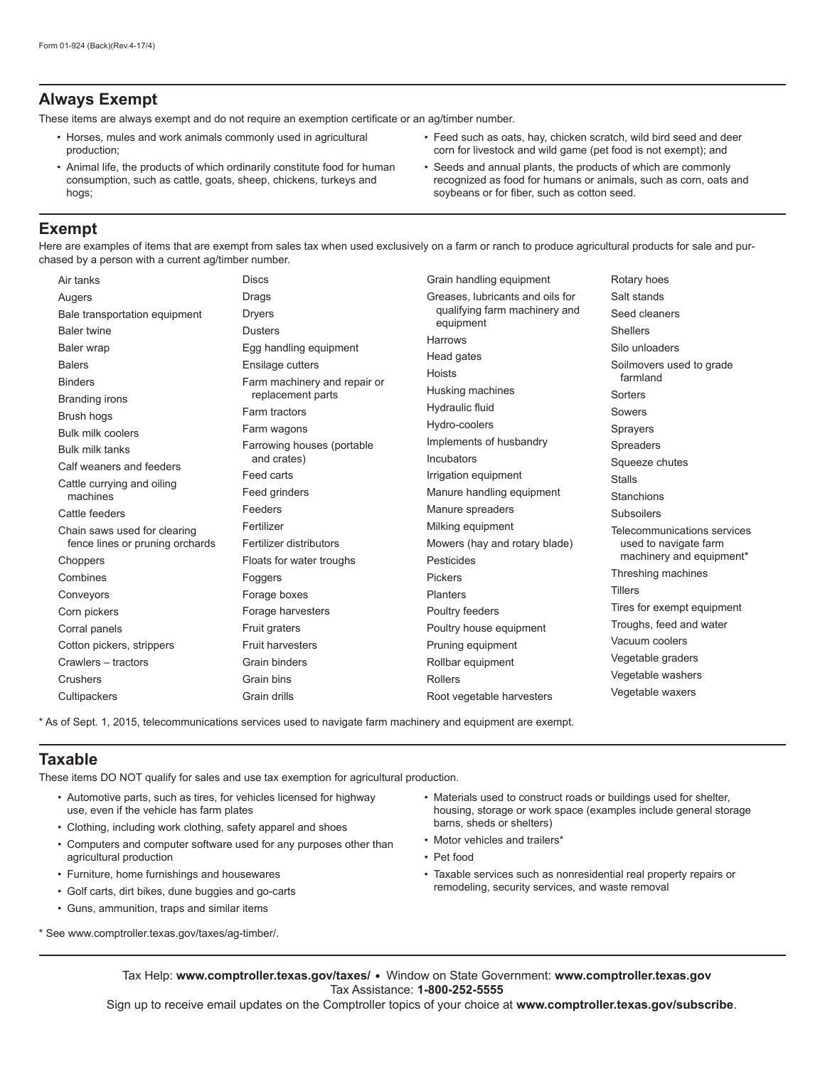## Always Exempt

These items are always exempt and do not require an exemption certificate or an ag/timber number.

- Horses, mules and work animals commonly used in agricultural production;
- Animal life, the products of which ordinarily constitute food for human consumption, such as cattle, goats, sheep, chickens, turkeys and hogs;
- Feed such as oats, hay, chicken scratch, wild bird seed and deer corn for livestock and wild game (pet food is not exempt); and
- Seeds and annual plants, the products of which are commonly recognized as food for humans or animals, such as corn, oats and soybeans or for fiber, such as cotton seed.

## Exempt

Here are examples of items that are exempt from sales tax when used exclusively on a farm or ranch to produce agricultural products for sale and purchased by a person with a current ag/timber number.

- Air tanks
- Augers
- Bale transportation equipment
- Baler twine
- Baler wrap
- Balers
- Binders
- Branding irons
- Brush hogs
- Bulk milk coolers
- Bulk milk tanks
- Calf weaners and feeders
- Cattle currying and oiling machines
- Cattle feeders
- Chain saws used for clearing fence lines or pruning orchards
- Choppers
- Combines
- Conveyors
- Corn pickers
- Corral panels
- Cotton pickers, strippers
- Crawlers – tractors
- Crushers
- Cultipackers
- Discs
- Drags
- Dryers
- Dusters
- Egg handling equipment
- Ensilage cutters
- Farm machinery and repair or replacement parts
- Farm tractors
- Farm wagons
- Farrowing houses (portable and crates)
- Feed carts
- Feed grinders
- Feeders
- Fertilizer
- Fertilizer distributors
- Floats for water troughs
- Foggers
- Forage boxes
- Forage harvesters
- Fruit graters
- Fruit harvesters
- Grain binders
- Grain bins
- Grain drills
- Grain handling equipment
- Greases, lubricants and oils for qualifying farm machinery and equipment
- Harrows
- Head gates
- Hoists
- Husking machines
- Hydraulic fluid
- Hydro-coolers
- Implements of husbandry
- Incubators
- Irrigation equipment
- Manure handling equipment
- Manure spreaders
- Milking equipment
- Mowers (hay and rotary blade)
- Pesticides
- Pickers
- Planters
- Poultry feeders
- Poultry house equipment
- Pruning equipment
- Rollbar equipment
- Rollers
- Root vegetable harvesters
- Rotary hoes
- Salt stands
- Seed cleaners
- Shellers
- Silo unloaders
- Soilmovers used to grade farmland
- Sorters
- Sowers
- Sprayers
- Spreaders
- Squeeze chutes
- Stalls
- Stanchions
- Subsoilers
- Telecommunications services used to navigate farm machinery and equipment*
- Threshing machines
- Tillers
- Tires for exempt equipment
- Troughs, feed and water
- Vacuum coolers
- Vegetable graders
- Vegetable washers
- Vegetable waxers

* As of Sept. 1, 2015, telecommunications services used to navigate farm machinery and equipment are exempt.

## Taxable

These items DO NOT qualify for sales and use tax exemption for agricultural production.

- Automotive parts, such as tires, for vehicles licensed for highway use, even if the vehicle has farm plates
- Clothing, including work clothing, safety apparel and shoes
- Computers and computer software used for any purposes other than agricultural production
- Furniture, home furnishings and housewares
- Golf carts, dirt bikes, dune buggies and go-carts
- Guns, ammunition, traps and similar items
- Materials used to construct roads or buildings used for shelter, housing, storage or work space (examples include general storage barns, sheds or shelters)
- Motor vehicles and trailers*
- Pet food
- Taxable services such as nonresidential real property repairs or remodeling, security services, and waste removal

* See www.comptroller.texas.gov/taxes/ag-timber/.

Tax Help: **www.comptroller.texas.gov/taxes/** • Window on State Government: **www.comptroller.texas.gov**
Tax Assistance: **1-800-252-5555**
Sign up to receive email updates on the Comptroller topics of your choice at **www.comptroller.texas.gov/subscribe**.